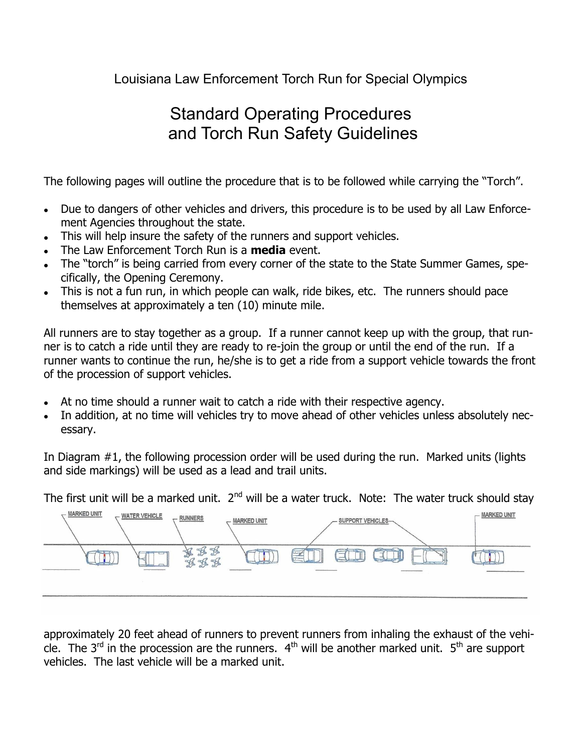Louisiana Law Enforcement Torch Run for Special Olympics

# Standard Operating Procedures and Torch Run Safety Guidelines

The following pages will outline the procedure that is to be followed while carrying the "Torch".

- Due to dangers of other vehicles and drivers, this procedure is to be used by all Law Enforcement Agencies throughout the state.
- This will help insure the safety of the runners and support vehicles.
- The Law Enforcement Torch Run is a **media** event.
- The "torch" is being carried from every corner of the state to the State Summer Games, specifically, the Opening Ceremony.
- This is not a fun run, in which people can walk, ride bikes, etc. The runners should pace themselves at approximately a ten (10) minute mile.

All runners are to stay together as a group. If a runner cannot keep up with the group, that runner is to catch a ride until they are ready to re-join the group or until the end of the run. If a runner wants to continue the run, he/she is to get a ride from a support vehicle towards the front of the procession of support vehicles.

- At no time should a runner wait to catch a ride with their respective agency.
- In addition, at no time will vehicles try to move ahead of other vehicles unless absolutely necessary.

In Diagram #1, the following procession order will be used during the run. Marked units (lights and side markings) will be used as a lead and trail units.

The first unit will be a marked unit. 2nd will be a water truck. Note: The water truck should stay approximately 20 feet ahead of runners to prevent runners from inhaling the exhaust of the vehicle. The 3rd in the procession are the runners. 4th will be another marked unit. 5th are support vehicles. The last vehicle will be a marked unit.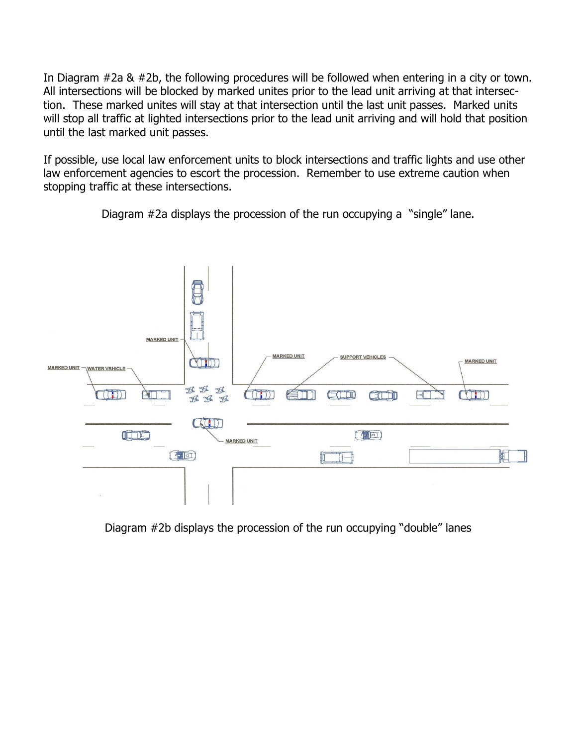In Diagram #2a & #2b, the following procedures will be followed when entering in a city or town. All intersections will be blocked by marked unites prior to the lead unit arriving at that intersection. These marked unites will stay at that intersection until the last unit passes. Marked units will stop all traffic at lighted intersections prior to the lead unit arriving and will hold that position until the last marked unit passes.

If possible, use local law enforcement units to block intersections and traffic lights and use other law enforcement agencies to escort the procession. Remember to use extreme caution when stopping traffic at these intersections.

Diagram #2a displays the procession of the run occupying a "single" lane.

Diagram #2b displays the procession of the run occupying "double" lanes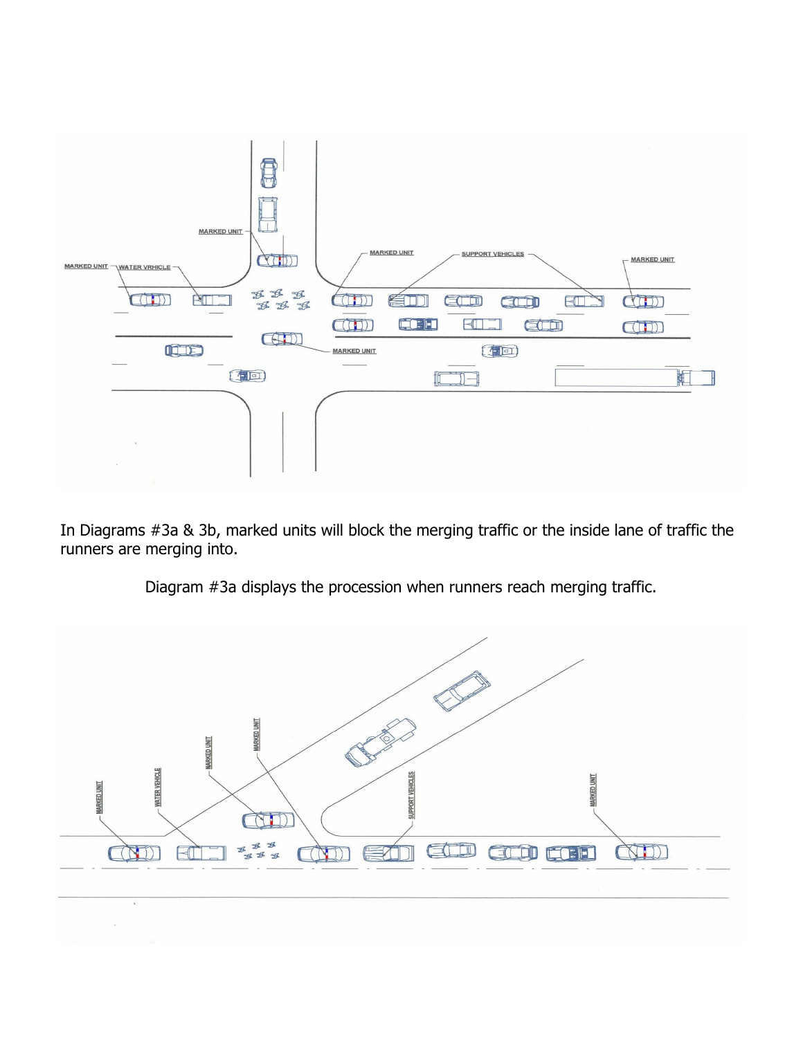In Diagrams #3a & 3b, marked units will block the merging traffic or the inside lane of traffic the runners are merging into.

Diagram #3a displays the procession when runners reach merging traffic.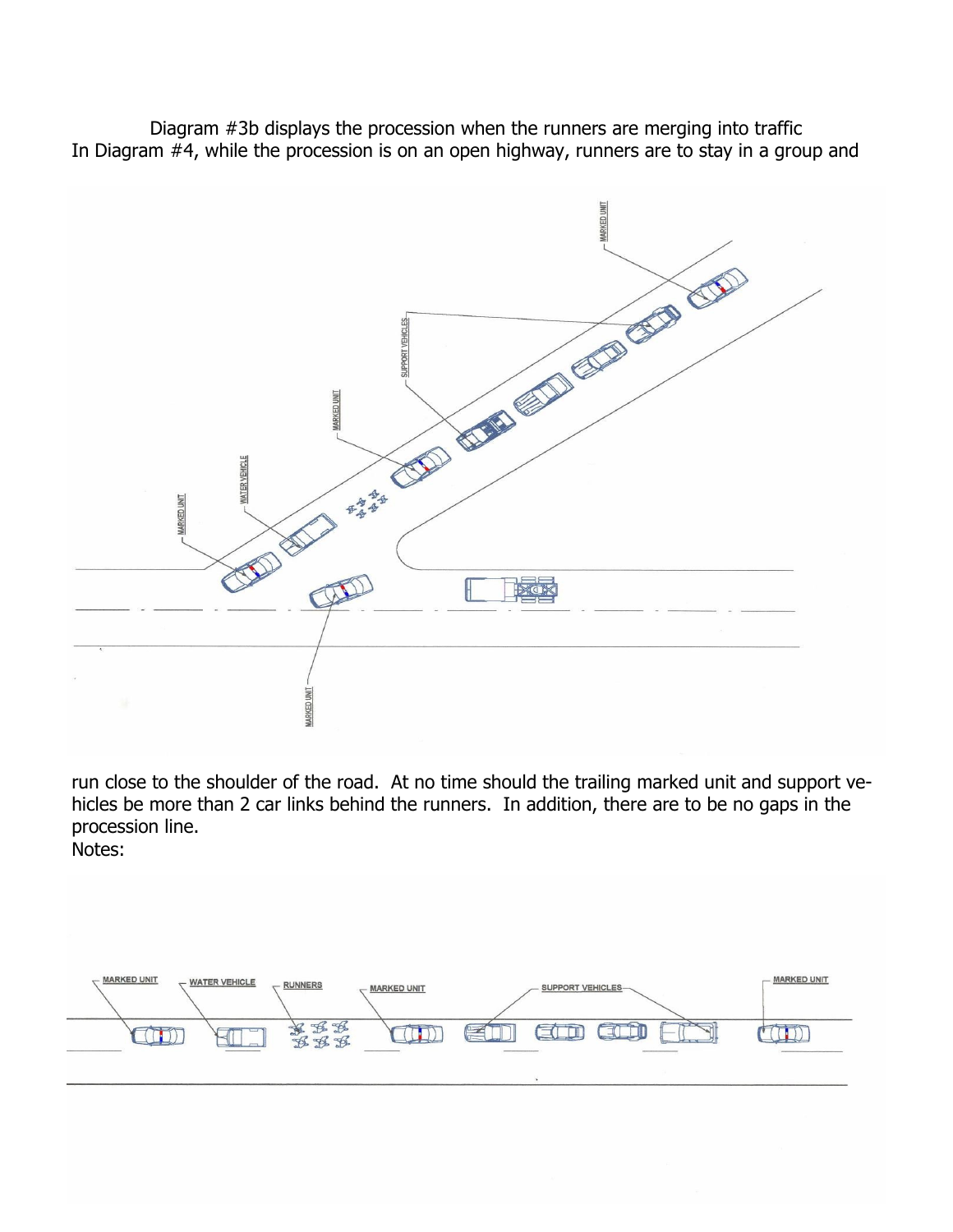Diagram #3b displays the procession when the runners are merging into traffic

In Diagram #4, while the procession is on an open highway, runners are to stay in a group and run close to the shoulder of the road. At no time should the trailing marked unit and support vehicles be more than 2 car links behind the runners. In addition, there are to be no gaps in the procession line.

Notes: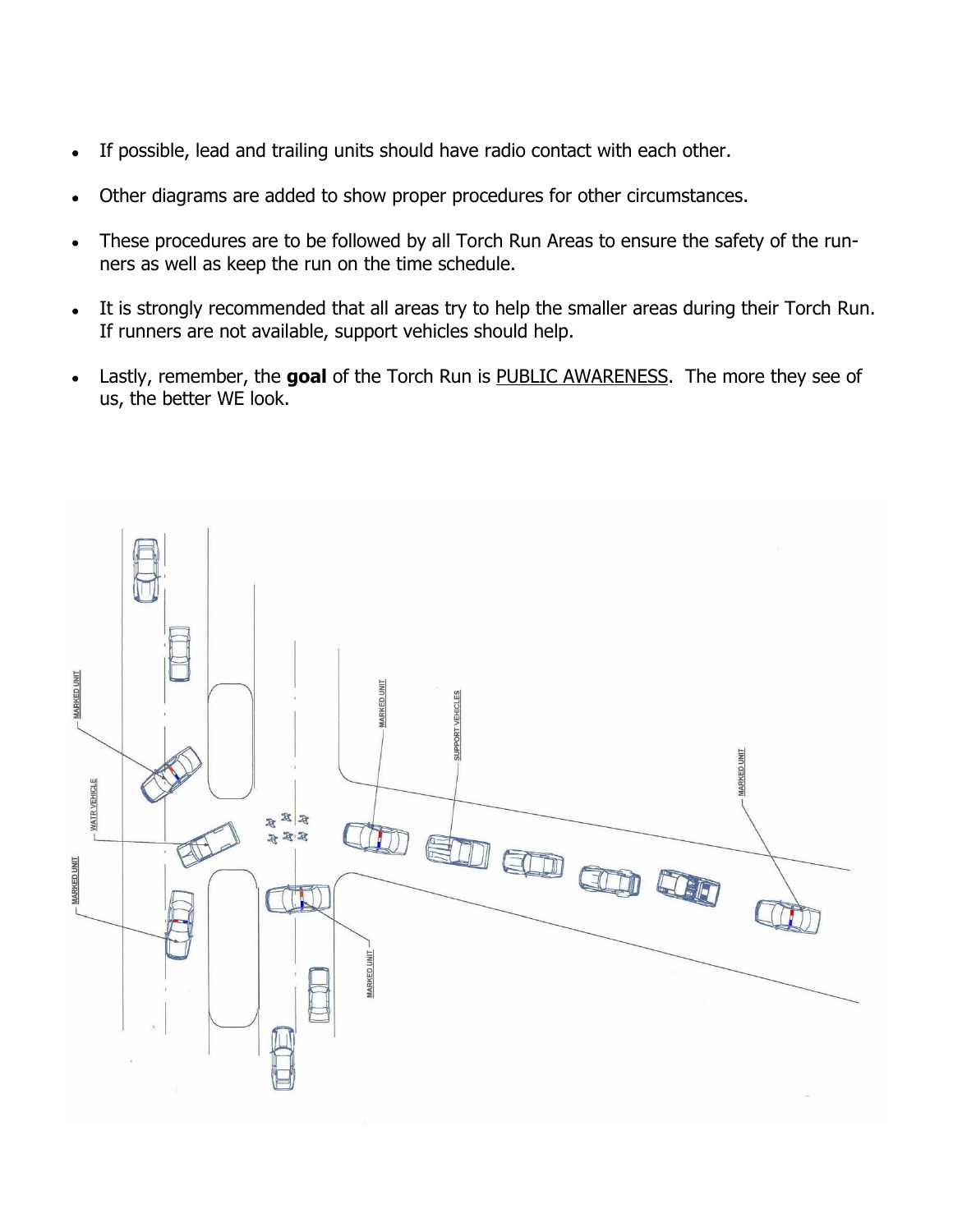- If possible, lead and trailing units should have radio contact with each other.
- Other diagrams are added to show proper procedures for other circumstances.
- These procedures are to be followed by all Torch Run Areas to ensure the safety of the runners as well as keep the run on the time schedule.
- It is strongly recommended that all areas try to help the smaller areas during their Torch Run. If runners are not available, support vehicles should help.
- Lastly, remember, the **goal** of the Torch Run is PUBLIC AWARENESS. The more they see of us, the better WE look.

MARKED UNIT

WATR VEHICLE

MARKED UNIT

MARKED UNIT

SUPPORT VEHICLES

MARKED UNIT

MARKED UNIT